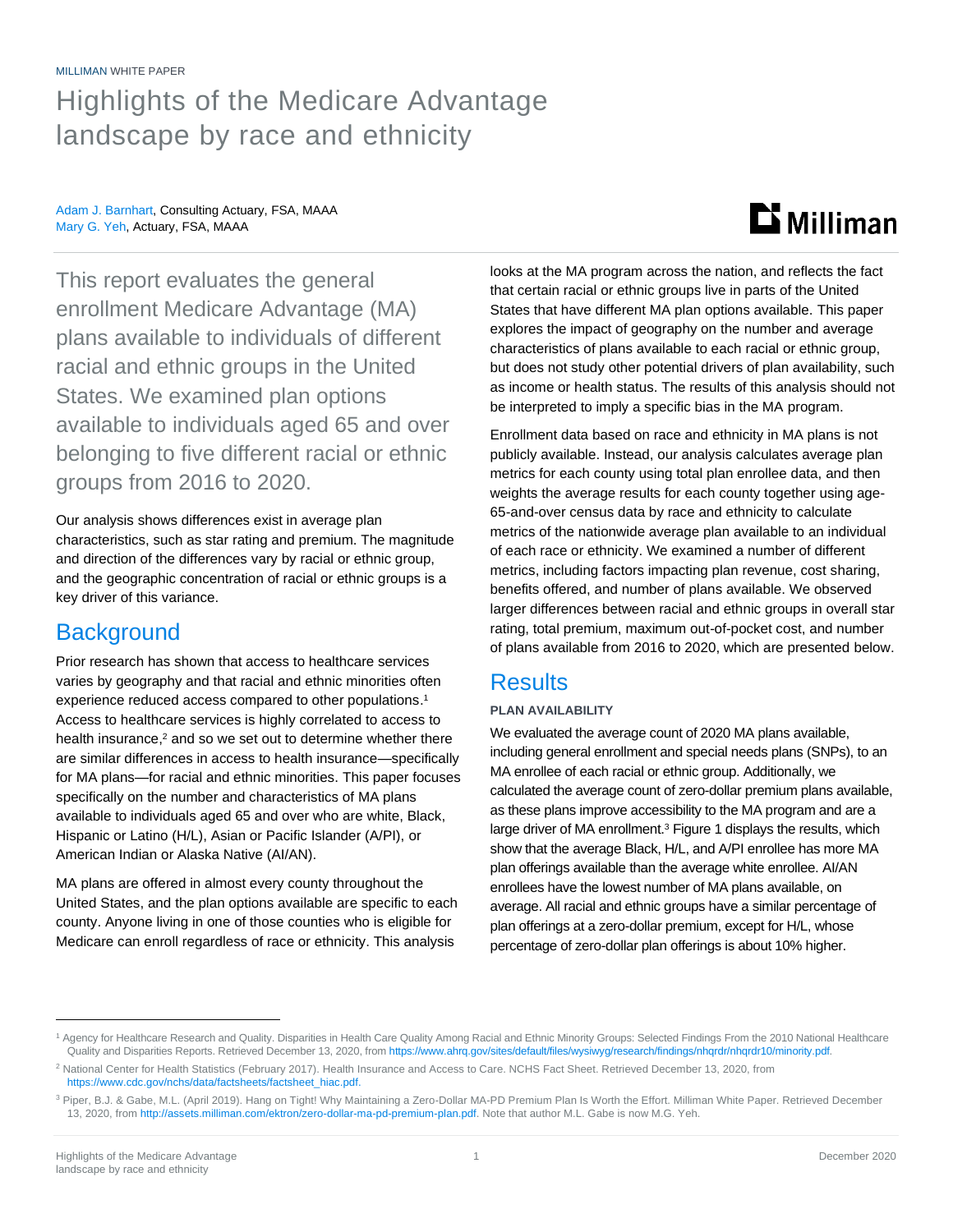MILLIMAN WHITE PAPER

# Highlights of the Medicare Advantage landscape by race and ethnicity

Adam J. Barnhart, Consulting Actuary, FSA, MAAA
Mary G. Yeh, Actuary, FSA, MAAA

This report evaluates the general enrollment Medicare Advantage (MA) plans available to individuals of different racial and ethnic groups in the United States. We examined plan options available to individuals aged 65 and over belonging to five different racial or ethnic groups from 2016 to 2020.

Our analysis shows differences exist in average plan characteristics, such as star rating and premium. The magnitude and direction of the differences vary by racial or ethnic group, and the geographic concentration of racial or ethnic groups is a key driver of this variance.

## Background

Prior research has shown that access to healthcare services varies by geography and that racial and ethnic minorities often experience reduced access compared to other populations.[1] Access to healthcare services is highly correlated to access to health insurance,[2] and so we set out to determine whether there are similar differences in access to health insurance—specifically for MA plans—for racial and ethnic minorities. This paper focuses specifically on the number and characteristics of MA plans available to individuals aged 65 and over who are white, Black, Hispanic or Latino (H/L), Asian or Pacific Islander (A/PI), or American Indian or Alaska Native (AI/AN).

MA plans are offered in almost every county throughout the United States, and the plan options available are specific to each county. Anyone living in one of those counties who is eligible for Medicare can enroll regardless of race or ethnicity. This analysis looks at the MA program across the nation, and reflects the fact that certain racial or ethnic groups live in parts of the United States that have different MA plan options available. This paper explores the impact of geography on the number and average characteristics of plans available to each racial or ethnic group, but does not study other potential drivers of plan availability, such as income or health status. The results of this analysis should not be interpreted to imply a specific bias in the MA program.

Enrollment data based on race and ethnicity in MA plans is not publicly available. Instead, our analysis calculates average plan metrics for each county using total plan enrollee data, and then weights the average results for each county together using age-65-and-over census data by race and ethnicity to calculate metrics of the nationwide average plan available to an individual of each race or ethnicity. We examined a number of different metrics, including factors impacting plan revenue, cost sharing, benefits offered, and number of plans available. We observed larger differences between racial and ethnic groups in overall star rating, total premium, maximum out-of-pocket cost, and number of plans available from 2016 to 2020, which are presented below.

## Results

### PLAN AVAILABILITY

We evaluated the average count of 2020 MA plans available, including general enrollment and special needs plans (SNPs), to an MA enrollee of each racial or ethnic group. Additionally, we calculated the average count of zero-dollar premium plans available, as these plans improve accessibility to the MA program and are a large driver of MA enrollment.[3] Figure 1 displays the results, which show that the average Black, H/L, and A/PI enrollee has more MA plan offerings available than the average white enrollee. AI/AN enrollees have the lowest number of MA plans available, on average. All racial and ethnic groups have a similar percentage of plan offerings at a zero-dollar premium, except for H/L, whose percentage of zero-dollar plan offerings is about 10% higher.

---

[1] Agency for Healthcare Research and Quality. Disparities in Health Care Quality Among Racial and Ethnic Minority Groups: Selected Findings From the 2010 National Healthcare Quality and Disparities Reports. Retrieved December 13, 2020, from https://www.ahrq.gov/sites/default/files/wysiwyg/research/findings/nhqrdr/nhqrdr10/minority.pdf.

[2] National Center for Health Statistics (February 2017). Health Insurance and Access to Care. NCHS Fact Sheet. Retrieved December 13, 2020, from https://www.cdc.gov/nchs/data/factsheets/factsheet_hiac.pdf.

[3] Piper, B.J. & Gabe, M.L. (April 2019). Hang on Tight! Why Maintaining a Zero-Dollar MA-PD Premium Plan Is Worth the Effort. Milliman White Paper. Retrieved December 13, 2020, from http://assets.milliman.com/ektron/zero-dollar-ma-pd-premium-plan.pdf. Note that author M.L. Gabe is now M.G. Yeh.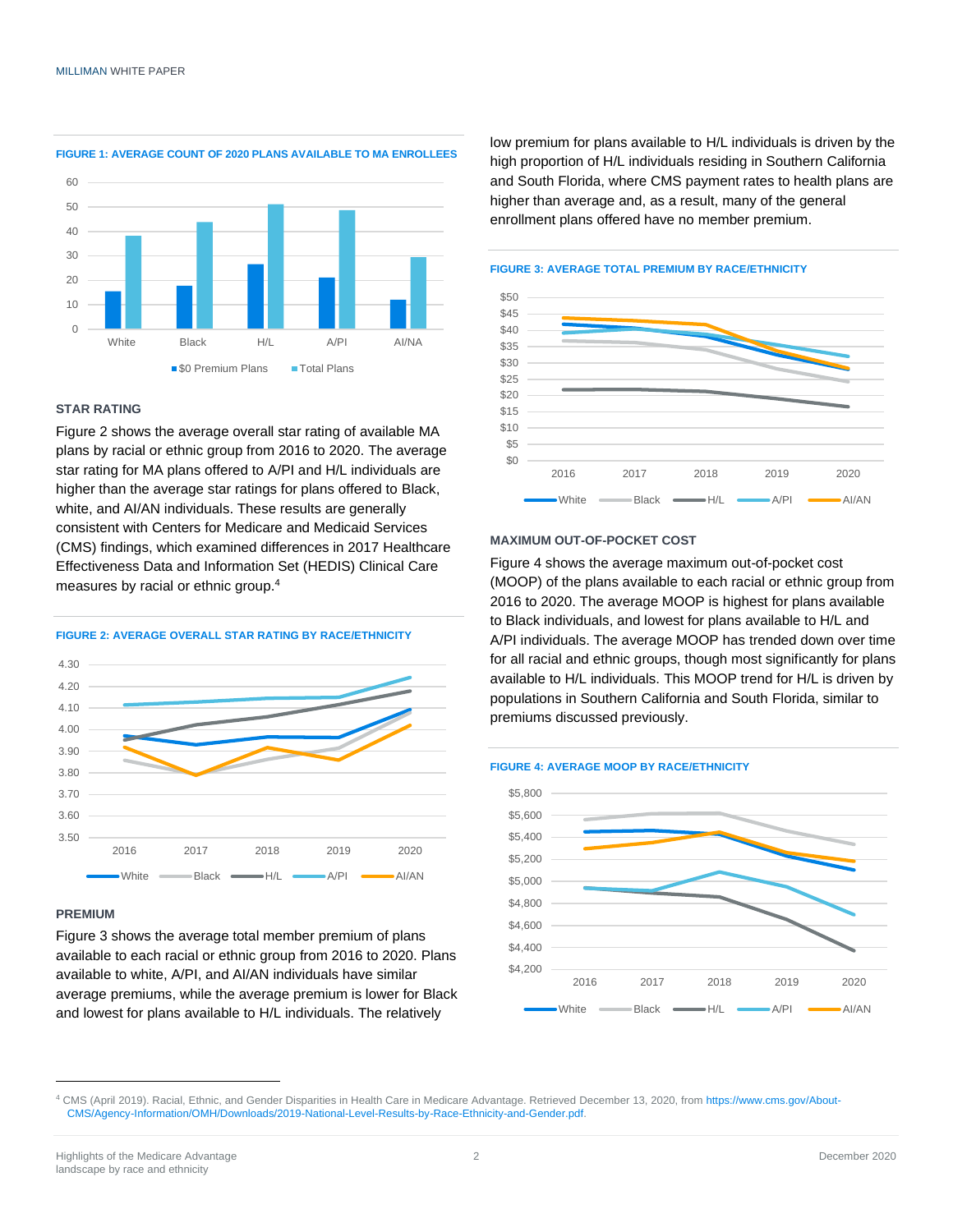**FIGURE 1: AVERAGE COUNT OF 2020 PLANS AVAILABLE TO MA ENROLLEES**

### STAR RATING

Figure 2 shows the average overall star rating of available MA plans by racial or ethnic group from 2016 to 2020. The average star rating for MA plans offered to A/PI and H/L individuals are higher than the average star ratings for plans offered to Black, white, and AI/AN individuals. These results are generally consistent with Centers for Medicare and Medicaid Services (CMS) findings, which examined differences in 2017 Healthcare Effectiveness Data and Information Set (HEDIS) Clinical Care measures by racial or ethnic group.[4]

**FIGURE 2: AVERAGE OVERALL STAR RATING BY RACE/ETHNICITY**

### PREMIUM

Figure 3 shows the average total member premium of plans available to each racial or ethnic group from 2016 to 2020. Plans available to white, A/PI, and AI/AN individuals have similar average premiums, while the average premium is lower for Black and lowest for plans available to H/L individuals. The relatively low premium for plans available to H/L individuals is driven by the high proportion of H/L individuals residing in Southern California and South Florida, where CMS payment rates to health plans are higher than average and, as a result, many of the general enrollment plans offered have no member premium.

**FIGURE 3: AVERAGE TOTAL PREMIUM BY RACE/ETHNICITY**

### MAXIMUM OUT-OF-POCKET COST

Figure 4 shows the average maximum out-of-pocket cost (MOOP) of the plans available to each racial or ethnic group from 2016 to 2020. The average MOOP is highest for plans available to Black individuals, and lowest for plans available to H/L and A/PI individuals. The average MOOP has trended down over time for all racial and ethnic groups, though most significantly for plans available to H/L individuals. This MOOP trend for H/L is driven by populations in Southern California and South Florida, similar to premiums discussed previously.

**FIGURE 4: AVERAGE MOOP BY RACE/ETHNICITY**

---

[4] CMS (April 2019). Racial, Ethnic, and Gender Disparities in Health Care in Medicare Advantage. Retrieved December 13, 2020, from https://www.cms.gov/About-CMS/Agency-Information/OMH/Downloads/2019-National-Level-Results-by-Race-Ethnicity-and-Gender.pdf.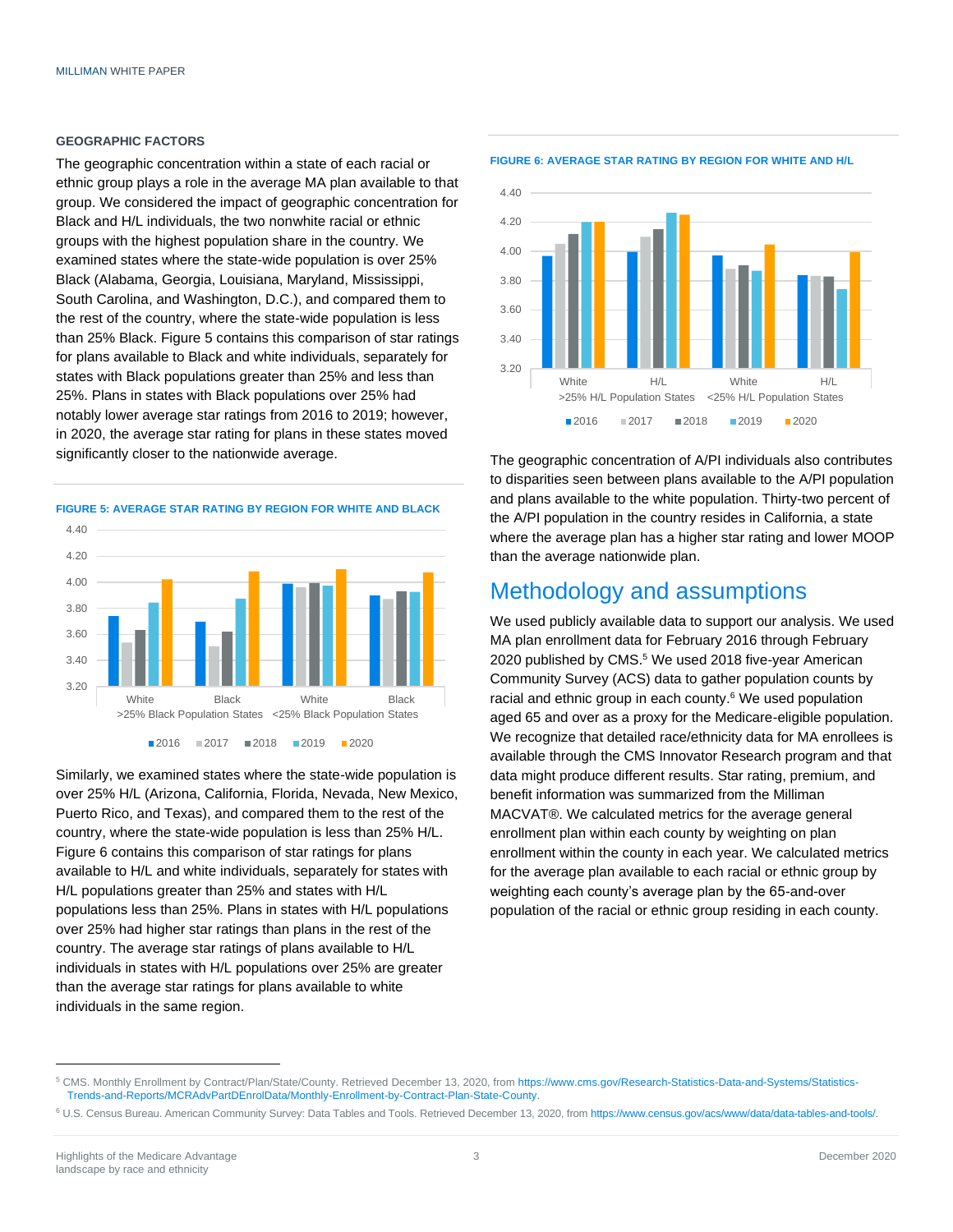### GEOGRAPHIC FACTORS

The geographic concentration within a state of each racial or ethnic group plays a role in the average MA plan available to that group. We considered the impact of geographic concentration for Black and H/L individuals, the two nonwhite racial or ethnic groups with the highest population share in the country. We examined states where the state-wide population is over 25% Black (Alabama, Georgia, Louisiana, Maryland, Mississippi, South Carolina, and Washington, D.C.), and compared them to the rest of the country, where the state-wide population is less than 25% Black. Figure 5 contains this comparison of star ratings for plans available to Black and white individuals, separately for states with Black populations greater than 25% and less than 25%. Plans in states with Black populations over 25% had notably lower average star ratings from 2016 to 2019; however, in 2020, the average star rating for plans in these states moved significantly closer to the nationwide average.

FIGURE 5: AVERAGE STAR RATING BY REGION FOR WHITE AND BLACK

Similarly, we examined states where the state-wide population is over 25% H/L (Arizona, California, Florida, Nevada, New Mexico, Puerto Rico, and Texas), and compared them to the rest of the country, where the state-wide population is less than 25% H/L. Figure 6 contains this comparison of star ratings for plans available to H/L and white individuals, separately for states with H/L populations greater than 25% and states with H/L populations less than 25%. Plans in states with H/L populations over 25% had higher star ratings than plans in the rest of the country. The average star ratings of plans available to H/L individuals in states with H/L populations over 25% are greater than the average star ratings for plans available to white individuals in the same region.

FIGURE 6: AVERAGE STAR RATING BY REGION FOR WHITE AND H/L

The geographic concentration of A/PI individuals also contributes to disparities seen between plans available to the A/PI population and plans available to the white population. Thirty-two percent of the A/PI population in the country resides in California, a state where the average plan has a higher star rating and lower MOOP than the average nationwide plan.

## Methodology and assumptions

We used publicly available data to support our analysis. We used MA plan enrollment data for February 2016 through February 2020 published by CMS.[5] We used 2018 five-year American Community Survey (ACS) data to gather population counts by racial and ethnic group in each county.[6] We used population aged 65 and over as a proxy for the Medicare-eligible population. We recognize that detailed race/ethnicity data for MA enrollees is available through the CMS Innovator Research program and that data might produce different results. Star rating, premium, and benefit information was summarized from the Milliman MACVAT®. We calculated metrics for the average general enrollment plan within each county by weighting on plan enrollment within the county in each year. We calculated metrics for the average plan available to each racial or ethnic group by weighting each county's average plan by the 65-and-over population of the racial or ethnic group residing in each county.

---

[5] CMS. Monthly Enrollment by Contract/Plan/State/County. Retrieved December 13, 2020, from https://www.cms.gov/Research-Statistics-Data-and-Systems/Statistics-Trends-and-Reports/MCRAdvPartDEnrolData/Monthly-Enrollment-by-Contract-Plan-State-County.

[6] U.S. Census Bureau. American Community Survey: Data Tables and Tools. Retrieved December 13, 2020, from https://www.census.gov/acs/www/data/data-tables-and-tools/.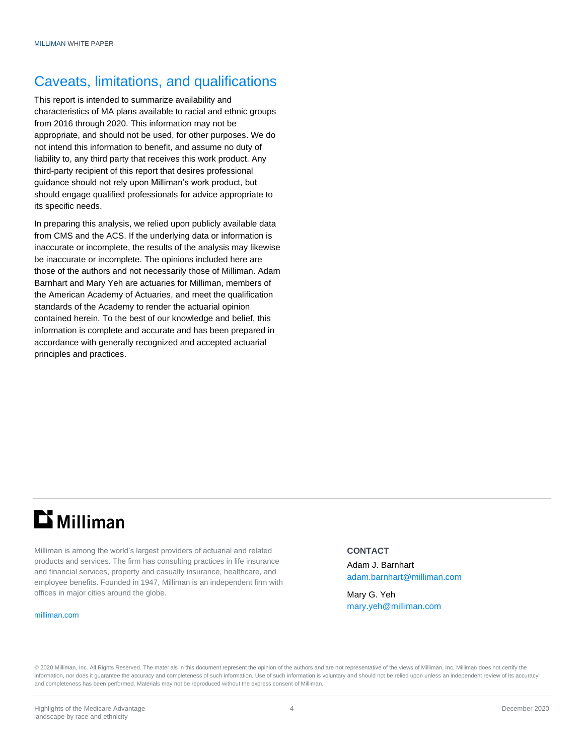## Caveats, limitations, and qualifications

This report is intended to summarize availability and characteristics of MA plans available to racial and ethnic groups from 2016 through 2020. This information may not be appropriate, and should not be used, for other purposes. We do not intend this information to benefit, and assume no duty of liability to, any third party that receives this work product. Any third-party recipient of this report that desires professional guidance should not rely upon Milliman's work product, but should engage qualified professionals for advice appropriate to its specific needs.

In preparing this analysis, we relied upon publicly available data from CMS and the ACS. If the underlying data or information is inaccurate or incomplete, the results of the analysis may likewise be inaccurate or incomplete. The opinions included here are those of the authors and not necessarily those of Milliman. Adam Barnhart and Mary Yeh are actuaries for Milliman, members of the American Academy of Actuaries, and meet the qualification standards of the Academy to render the actuarial opinion contained herein. To the best of our knowledge and belief, this information is complete and accurate and has been prepared in accordance with generally recognized and accepted actuarial principles and practices.

Milliman

Milliman is among the world's largest providers of actuarial and related products and services. The firm has consulting practices in life insurance and financial services, property and casualty insurance, healthcare, and employee benefits. Founded in 1947, Milliman is an independent firm with offices in major cities around the globe.

milliman.com

**CONTACT**

Adam J. Barnhart
adam.barnhart@milliman.com

Mary G. Yeh
mary.yeh@milliman.com

© 2020 Milliman, Inc. All Rights Reserved. The materials in this document represent the opinion of the authors and are not representative of the views of Milliman, Inc. Milliman does not certify the information, nor does it guarantee the accuracy and completeness of such information. Use of such information is voluntary and should not be relied upon unless an independent review of its accuracy and completeness has been performed. Materials may not be reproduced without the express consent of Milliman.